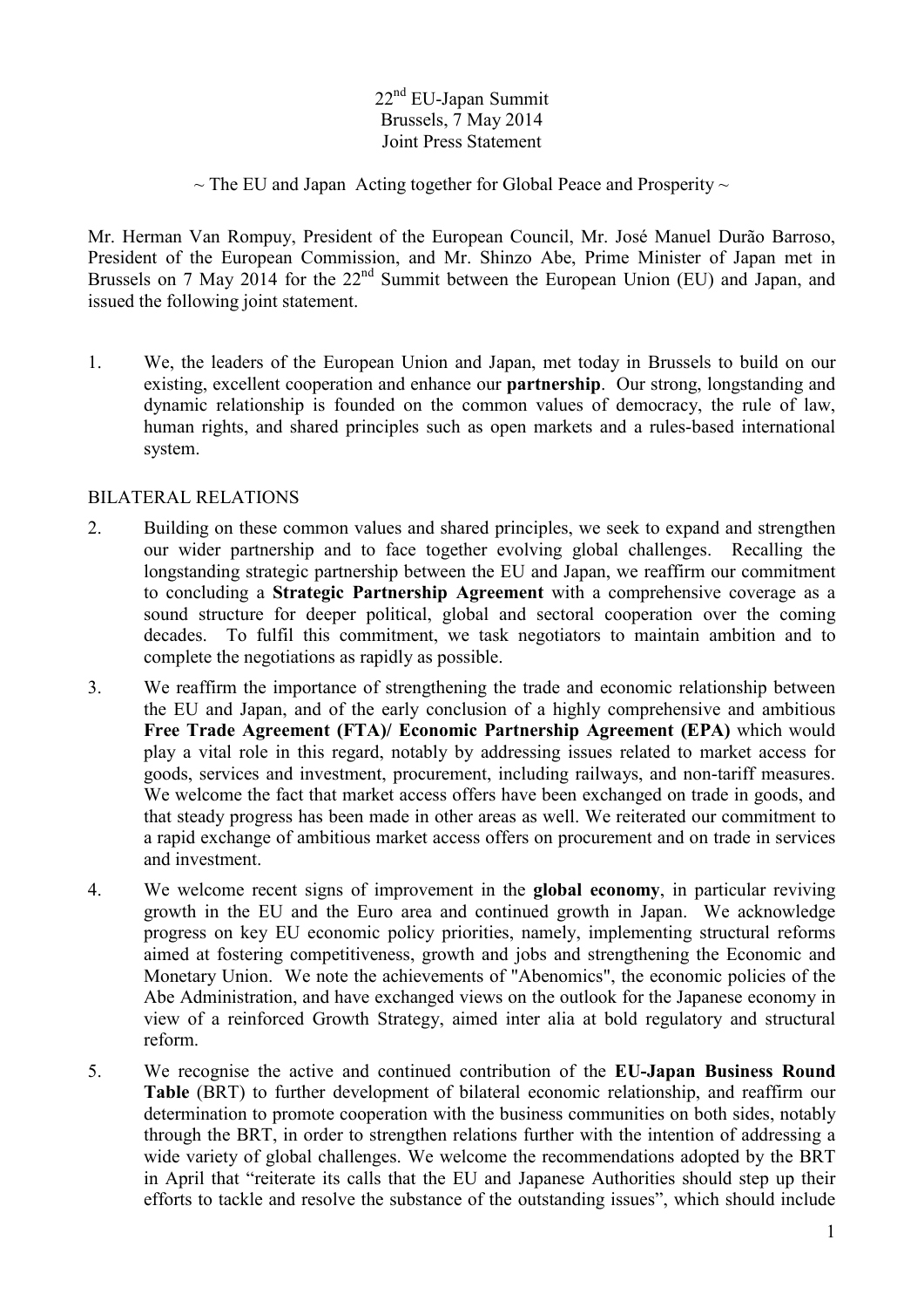22nd EU-Japan Summit
Brussels, 7 May 2014
Joint Press Statement

~ The EU and Japan  Acting together for Global Peace and Prosperity ~

Mr. Herman Van Rompuy, President of the European Council, Mr. José Manuel Durão Barroso, President of the European Commission, and Mr. Shinzo Abe, Prime Minister of Japan met in Brussels on 7 May 2014 for the 22nd Summit between the European Union (EU) and Japan, and issued the following joint statement.

1. We, the leaders of the European Union and Japan, met today in Brussels to build on our existing, excellent cooperation and enhance our **partnership**. Our strong, longstanding and dynamic relationship is founded on the common values of democracy, the rule of law, human rights, and shared principles such as open markets and a rules-based international system.

BILATERAL RELATIONS

2. Building on these common values and shared principles, we seek to expand and strengthen our wider partnership and to face together evolving global challenges. Recalling the longstanding strategic partnership between the EU and Japan, we reaffirm our commitment to concluding a **Strategic Partnership Agreement** with a comprehensive coverage as a sound structure for deeper political, global and sectoral cooperation over the coming decades. To fulfil this commitment, we task negotiators to maintain ambition and to complete the negotiations as rapidly as possible.

3. We reaffirm the importance of strengthening the trade and economic relationship between the EU and Japan, and of the early conclusion of a highly comprehensive and ambitious **Free Trade Agreement (FTA)/ Economic Partnership Agreement (EPA)** which would play a vital role in this regard, notably by addressing issues related to market access for goods, services and investment, procurement, including railways, and non-tariff measures. We welcome the fact that market access offers have been exchanged on trade in goods, and that steady progress has been made in other areas as well. We reiterated our commitment to a rapid exchange of ambitious market access offers on procurement and on trade in services and investment.

4. We welcome recent signs of improvement in the **global economy**, in particular reviving growth in the EU and the Euro area and continued growth in Japan. We acknowledge progress on key EU economic policy priorities, namely, implementing structural reforms aimed at fostering competitiveness, growth and jobs and strengthening the Economic and Monetary Union. We note the achievements of "Abenomics", the economic policies of the Abe Administration, and have exchanged views on the outlook for the Japanese economy in view of a reinforced Growth Strategy, aimed inter alia at bold regulatory and structural reform.

5. We recognise the active and continued contribution of the **EU-Japan Business Round Table** (BRT) to further development of bilateral economic relationship, and reaffirm our determination to promote cooperation with the business communities on both sides, notably through the BRT, in order to strengthen relations further with the intention of addressing a wide variety of global challenges. We welcome the recommendations adopted by the BRT in April that "reiterate its calls that the EU and Japanese Authorities should step up their efforts to tackle and resolve the substance of the outstanding issues", which should include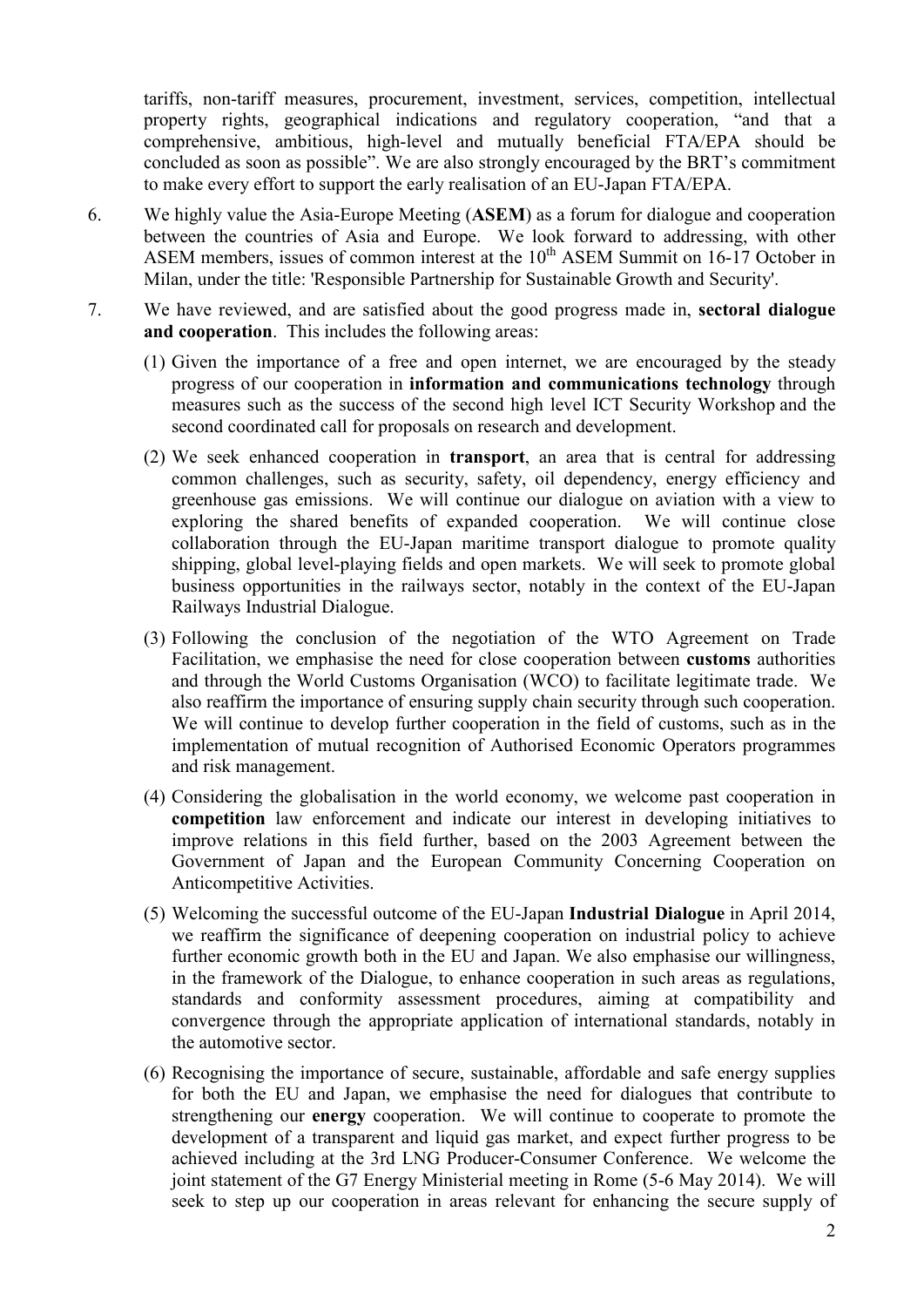tariffs, non-tariff measures, procurement, investment, services, competition, intellectual property rights, geographical indications and regulatory cooperation, "and that a comprehensive, ambitious, high-level and mutually beneficial FTA/EPA should be concluded as soon as possible". We are also strongly encouraged by the BRT's commitment to make every effort to support the early realisation of an EU-Japan FTA/EPA.

6. We highly value the Asia-Europe Meeting (**ASEM**) as a forum for dialogue and cooperation between the countries of Asia and Europe. We look forward to addressing, with other ASEM members, issues of common interest at the 10th ASEM Summit on 16-17 October in Milan, under the title: 'Responsible Partnership for Sustainable Growth and Security'.

7. We have reviewed, and are satisfied about the good progress made in, **sectoral dialogue and cooperation**. This includes the following areas:

   (1) Given the importance of a free and open internet, we are encouraged by the steady progress of our cooperation in **information and communications technology** through measures such as the success of the second high level ICT Security Workshop and the second coordinated call for proposals on research and development.

   (2) We seek enhanced cooperation in **transport**, an area that is central for addressing common challenges, such as security, safety, oil dependency, energy efficiency and greenhouse gas emissions. We will continue our dialogue on aviation with a view to exploring the shared benefits of expanded cooperation. We will continue close collaboration through the EU-Japan maritime transport dialogue to promote quality shipping, global level-playing fields and open markets. We will seek to promote global business opportunities in the railways sector, notably in the context of the EU-Japan Railways Industrial Dialogue.

   (3) Following the conclusion of the negotiation of the WTO Agreement on Trade Facilitation, we emphasise the need for close cooperation between **customs** authorities and through the World Customs Organisation (WCO) to facilitate legitimate trade. We also reaffirm the importance of ensuring supply chain security through such cooperation. We will continue to develop further cooperation in the field of customs, such as in the implementation of mutual recognition of Authorised Economic Operators programmes and risk management.

   (4) Considering the globalisation in the world economy, we welcome past cooperation in **competition** law enforcement and indicate our interest in developing initiatives to improve relations in this field further, based on the 2003 Agreement between the Government of Japan and the European Community Concerning Cooperation on Anticompetitive Activities.

   (5) Welcoming the successful outcome of the EU-Japan **Industrial Dialogue** in April 2014, we reaffirm the significance of deepening cooperation on industrial policy to achieve further economic growth both in the EU and Japan. We also emphasise our willingness, in the framework of the Dialogue, to enhance cooperation in such areas as regulations, standards and conformity assessment procedures, aiming at compatibility and convergence through the appropriate application of international standards, notably in the automotive sector.

   (6) Recognising the importance of secure, sustainable, affordable and safe energy supplies for both the EU and Japan, we emphasise the need for dialogues that contribute to strengthening our **energy** cooperation. We will continue to cooperate to promote the development of a transparent and liquid gas market, and expect further progress to be achieved including at the 3rd LNG Producer-Consumer Conference. We welcome the joint statement of the G7 Energy Ministerial meeting in Rome (5-6 May 2014). We will seek to step up our cooperation in areas relevant for enhancing the secure supply of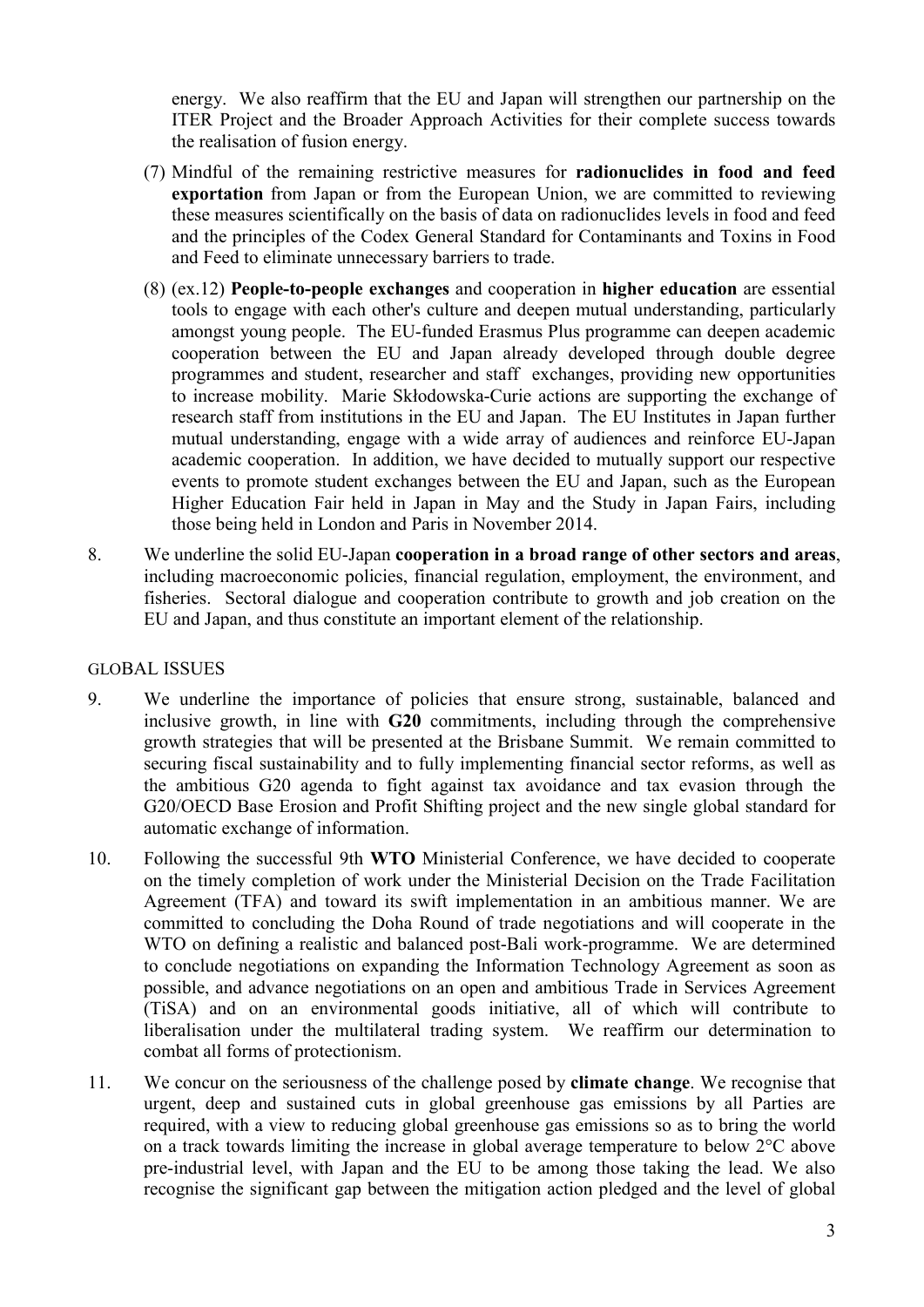energy. We also reaffirm that the EU and Japan will strengthen our partnership on the ITER Project and the Broader Approach Activities for their complete success towards the realisation of fusion energy.

(7) Mindful of the remaining restrictive measures for **radionuclides in food and feed exportation** from Japan or from the European Union, we are committed to reviewing these measures scientifically on the basis of data on radionuclides levels in food and feed and the principles of the Codex General Standard for Contaminants and Toxins in Food and Feed to eliminate unnecessary barriers to trade.

(8) (ex.12) **People-to-people exchanges** and cooperation in **higher education** are essential tools to engage with each other's culture and deepen mutual understanding, particularly amongst young people. The EU-funded Erasmus Plus programme can deepen academic cooperation between the EU and Japan already developed through double degree programmes and student, researcher and staff exchanges, providing new opportunities to increase mobility. Marie Skłodowska-Curie actions are supporting the exchange of research staff from institutions in the EU and Japan. The EU Institutes in Japan further mutual understanding, engage with a wide array of audiences and reinforce EU-Japan academic cooperation. In addition, we have decided to mutually support our respective events to promote student exchanges between the EU and Japan, such as the European Higher Education Fair held in Japan in May and the Study in Japan Fairs, including those being held in London and Paris in November 2014.

8. We underline the solid EU-Japan **cooperation in a broad range of other sectors and areas**, including macroeconomic policies, financial regulation, employment, the environment, and fisheries. Sectoral dialogue and cooperation contribute to growth and job creation on the EU and Japan, and thus constitute an important element of the relationship.

## GLOBAL ISSUES

9. We underline the importance of policies that ensure strong, sustainable, balanced and inclusive growth, in line with **G20** commitments, including through the comprehensive growth strategies that will be presented at the Brisbane Summit. We remain committed to securing fiscal sustainability and to fully implementing financial sector reforms, as well as the ambitious G20 agenda to fight against tax avoidance and tax evasion through the G20/OECD Base Erosion and Profit Shifting project and the new single global standard for automatic exchange of information.

10. Following the successful 9th **WTO** Ministerial Conference, we have decided to cooperate on the timely completion of work under the Ministerial Decision on the Trade Facilitation Agreement (TFA) and toward its swift implementation in an ambitious manner. We are committed to concluding the Doha Round of trade negotiations and will cooperate in the WTO on defining a realistic and balanced post-Bali work-programme. We are determined to conclude negotiations on expanding the Information Technology Agreement as soon as possible, and advance negotiations on an open and ambitious Trade in Services Agreement (TiSA) and on an environmental goods initiative, all of which will contribute to liberalisation under the multilateral trading system. We reaffirm our determination to combat all forms of protectionism.

11. We concur on the seriousness of the challenge posed by **climate change**. We recognise that urgent, deep and sustained cuts in global greenhouse gas emissions by all Parties are required, with a view to reducing global greenhouse gas emissions so as to bring the world on a track towards limiting the increase in global average temperature to below 2°C above pre-industrial level, with Japan and the EU to be among those taking the lead. We also recognise the significant gap between the mitigation action pledged and the level of global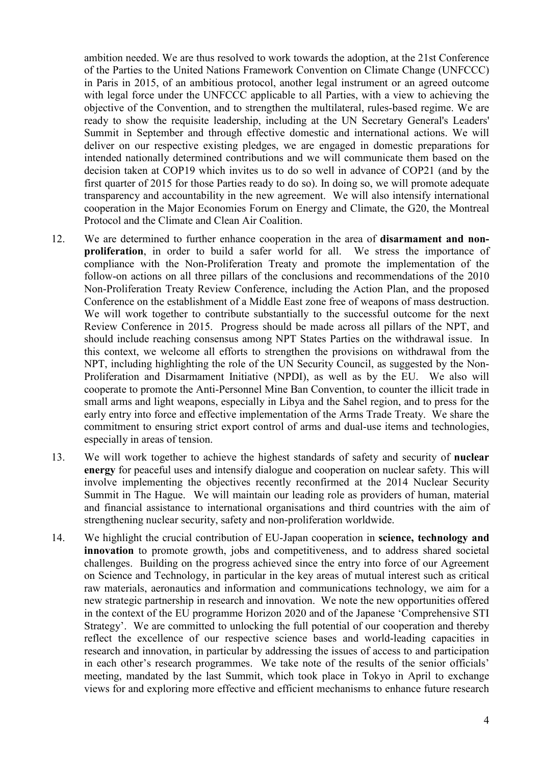ambition needed. We are thus resolved to work towards the adoption, at the 21st Conference of the Parties to the United Nations Framework Convention on Climate Change (UNFCCC) in Paris in 2015, of an ambitious protocol, another legal instrument or an agreed outcome with legal force under the UNFCCC applicable to all Parties, with a view to achieving the objective of the Convention, and to strengthen the multilateral, rules-based regime. We are ready to show the requisite leadership, including at the UN Secretary General's Leaders' Summit in September and through effective domestic and international actions. We will deliver on our respective existing pledges, we are engaged in domestic preparations for intended nationally determined contributions and we will communicate them based on the decision taken at COP19 which invites us to do so well in advance of COP21 (and by the first quarter of 2015 for those Parties ready to do so). In doing so, we will promote adequate transparency and accountability in the new agreement. We will also intensify international cooperation in the Major Economies Forum on Energy and Climate, the G20, the Montreal Protocol and the Climate and Clean Air Coalition.

12. We are determined to further enhance cooperation in the area of **disarmament and non-proliferation**, in order to build a safer world for all. We stress the importance of compliance with the Non-Proliferation Treaty and promote the implementation of the follow-on actions on all three pillars of the conclusions and recommendations of the 2010 Non-Proliferation Treaty Review Conference, including the Action Plan, and the proposed Conference on the establishment of a Middle East zone free of weapons of mass destruction. We will work together to contribute substantially to the successful outcome for the next Review Conference in 2015. Progress should be made across all pillars of the NPT, and should include reaching consensus among NPT States Parties on the withdrawal issue. In this context, we welcome all efforts to strengthen the provisions on withdrawal from the NPT, including highlighting the role of the UN Security Council, as suggested by the Non-Proliferation and Disarmament Initiative (NPDI), as well as by the EU. We also will cooperate to promote the Anti-Personnel Mine Ban Convention, to counter the illicit trade in small arms and light weapons, especially in Libya and the Sahel region, and to press for the early entry into force and effective implementation of the Arms Trade Treaty. We share the commitment to ensuring strict export control of arms and dual-use items and technologies, especially in areas of tension.

13. We will work together to achieve the highest standards of safety and security of **nuclear energy** for peaceful uses and intensify dialogue and cooperation on nuclear safety. This will involve implementing the objectives recently reconfirmed at the 2014 Nuclear Security Summit in The Hague. We will maintain our leading role as providers of human, material and financial assistance to international organisations and third countries with the aim of strengthening nuclear security, safety and non-proliferation worldwide.

14. We highlight the crucial contribution of EU-Japan cooperation in **science, technology and innovation** to promote growth, jobs and competitiveness, and to address shared societal challenges. Building on the progress achieved since the entry into force of our Agreement on Science and Technology, in particular in the key areas of mutual interest such as critical raw materials, aeronautics and information and communications technology, we aim for a new strategic partnership in research and innovation. We note the new opportunities offered in the context of the EU programme Horizon 2020 and of the Japanese 'Comprehensive STI Strategy'. We are committed to unlocking the full potential of our cooperation and thereby reflect the excellence of our respective science bases and world-leading capacities in research and innovation, in particular by addressing the issues of access to and participation in each other's research programmes. We take note of the results of the senior officials' meeting, mandated by the last Summit, which took place in Tokyo in April to exchange views for and exploring more effective and efficient mechanisms to enhance future research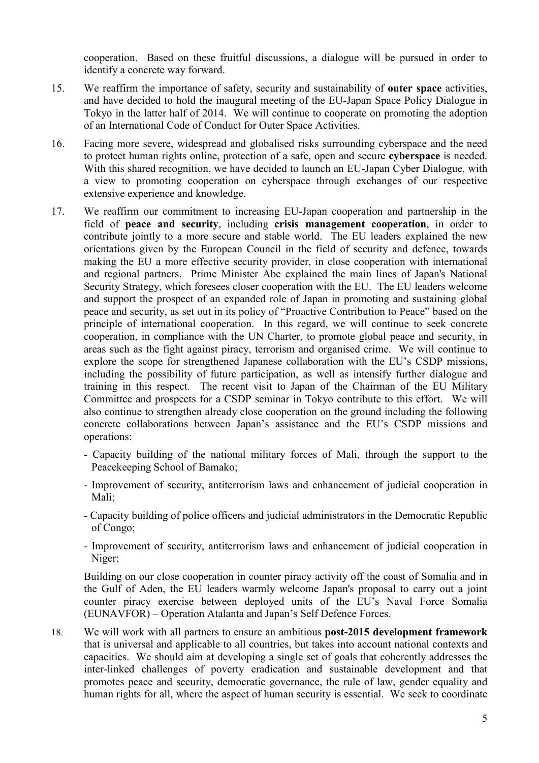cooperation. Based on these fruitful discussions, a dialogue will be pursued in order to identify a concrete way forward.

15. We reaffirm the importance of safety, security and sustainability of **outer space** activities, and have decided to hold the inaugural meeting of the EU-Japan Space Policy Dialogue in Tokyo in the latter half of 2014. We will continue to cooperate on promoting the adoption of an International Code of Conduct for Outer Space Activities.

16. Facing more severe, widespread and globalised risks surrounding cyberspace and the need to protect human rights online, protection of a safe, open and secure **cyberspace** is needed. With this shared recognition, we have decided to launch an EU-Japan Cyber Dialogue, with a view to promoting cooperation on cyberspace through exchanges of our respective extensive experience and knowledge.

17. We reaffirm our commitment to increasing EU-Japan cooperation and partnership in the field of **peace and security**, including **crisis management cooperation**, in order to contribute jointly to a more secure and stable world. The EU leaders explained the new orientations given by the European Council in the field of security and defence, towards making the EU a more effective security provider, in close cooperation with international and regional partners. Prime Minister Abe explained the main lines of Japan's National Security Strategy, which foresees closer cooperation with the EU. The EU leaders welcome and support the prospect of an expanded role of Japan in promoting and sustaining global peace and security, as set out in its policy of "Proactive Contribution to Peace" based on the principle of international cooperation. In this regard, we will continue to seek concrete cooperation, in compliance with the UN Charter, to promote global peace and security, in areas such as the fight against piracy, terrorism and organised crime. We will continue to explore the scope for strengthened Japanese collaboration with the EU's CSDP missions, including the possibility of future participation, as well as intensify further dialogue and training in this respect. The recent visit to Japan of the Chairman of the EU Military Committee and prospects for a CSDP seminar in Tokyo contribute to this effort. We will also continue to strengthen already close cooperation on the ground including the following concrete collaborations between Japan's assistance and the EU's CSDP missions and operations:

    - Capacity building of the national military forces of Mali, through the support to the Peacekeeping School of Bamako;
    - Improvement of security, antiterrorism laws and enhancement of judicial cooperation in Mali;
    - Capacity building of police officers and judicial administrators in the Democratic Republic of Congo;
    - Improvement of security, antiterrorism laws and enhancement of judicial cooperation in Niger;

    Building on our close cooperation in counter piracy activity off the coast of Somalia and in the Gulf of Aden, the EU leaders warmly welcome Japan's proposal to carry out a joint counter piracy exercise between deployed units of the EU's Naval Force Somalia (EUNAVFOR) – Operation Atalanta and Japan's Self Defence Forces.

18. We will work with all partners to ensure an ambitious **post-2015 development framework** that is universal and applicable to all countries, but takes into account national contexts and capacities. We should aim at developing a single set of goals that coherently addresses the inter-linked challenges of poverty eradication and sustainable development and that promotes peace and security, democratic governance, the rule of law, gender equality and human rights for all, where the aspect of human security is essential. We seek to coordinate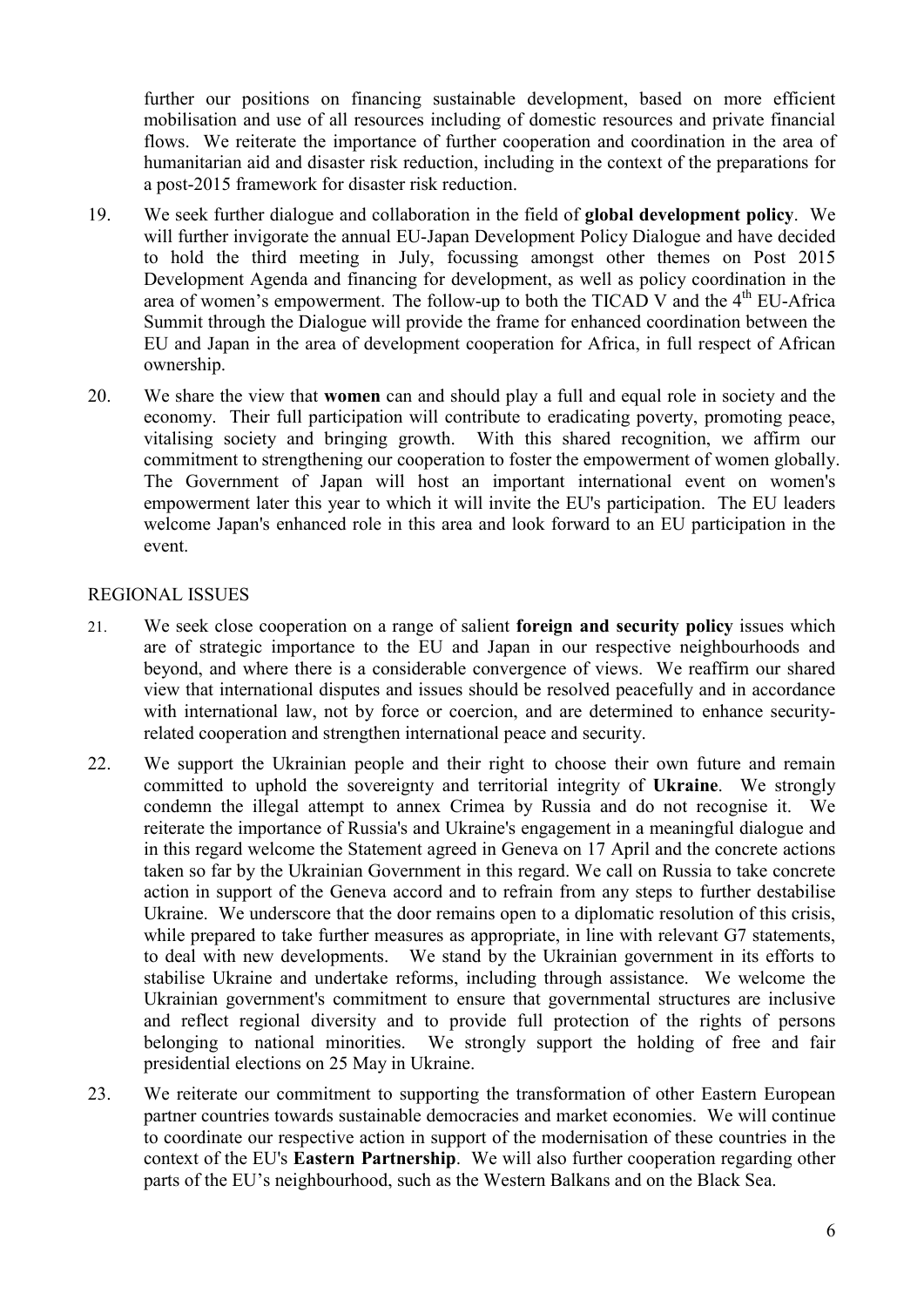further our positions on financing sustainable development, based on more efficient mobilisation and use of all resources including of domestic resources and private financial flows. We reiterate the importance of further cooperation and coordination in the area of humanitarian aid and disaster risk reduction, including in the context of the preparations for a post-2015 framework for disaster risk reduction.

19. We seek further dialogue and collaboration in the field of **global development policy**. We will further invigorate the annual EU-Japan Development Policy Dialogue and have decided to hold the third meeting in July, focussing amongst other themes on Post 2015 Development Agenda and financing for development, as well as policy coordination in the area of women's empowerment. The follow-up to both the TICAD V and the 4th EU-Africa Summit through the Dialogue will provide the frame for enhanced coordination between the EU and Japan in the area of development cooperation for Africa, in full respect of African ownership.

20. We share the view that **women** can and should play a full and equal role in society and the economy. Their full participation will contribute to eradicating poverty, promoting peace, vitalising society and bringing growth. With this shared recognition, we affirm our commitment to strengthening our cooperation to foster the empowerment of women globally. The Government of Japan will host an important international event on women's empowerment later this year to which it will invite the EU's participation. The EU leaders welcome Japan's enhanced role in this area and look forward to an EU participation in the event.

## REGIONAL ISSUES

21. We seek close cooperation on a range of salient **foreign and security policy** issues which are of strategic importance to the EU and Japan in our respective neighbourhoods and beyond, and where there is a considerable convergence of views. We reaffirm our shared view that international disputes and issues should be resolved peacefully and in accordance with international law, not by force or coercion, and are determined to enhance security-related cooperation and strengthen international peace and security.

22. We support the Ukrainian people and their right to choose their own future and remain committed to uphold the sovereignty and territorial integrity of **Ukraine**. We strongly condemn the illegal attempt to annex Crimea by Russia and do not recognise it. We reiterate the importance of Russia's and Ukraine's engagement in a meaningful dialogue and in this regard welcome the Statement agreed in Geneva on 17 April and the concrete actions taken so far by the Ukrainian Government in this regard. We call on Russia to take concrete action in support of the Geneva accord and to refrain from any steps to further destabilise Ukraine. We underscore that the door remains open to a diplomatic resolution of this crisis, while prepared to take further measures as appropriate, in line with relevant G7 statements, to deal with new developments. We stand by the Ukrainian government in its efforts to stabilise Ukraine and undertake reforms, including through assistance. We welcome the Ukrainian government's commitment to ensure that governmental structures are inclusive and reflect regional diversity and to provide full protection of the rights of persons belonging to national minorities. We strongly support the holding of free and fair presidential elections on 25 May in Ukraine.

23. We reiterate our commitment to supporting the transformation of other Eastern European partner countries towards sustainable democracies and market economies. We will continue to coordinate our respective action in support of the modernisation of these countries in the context of the EU's **Eastern Partnership**. We will also further cooperation regarding other parts of the EU's neighbourhood, such as the Western Balkans and on the Black Sea.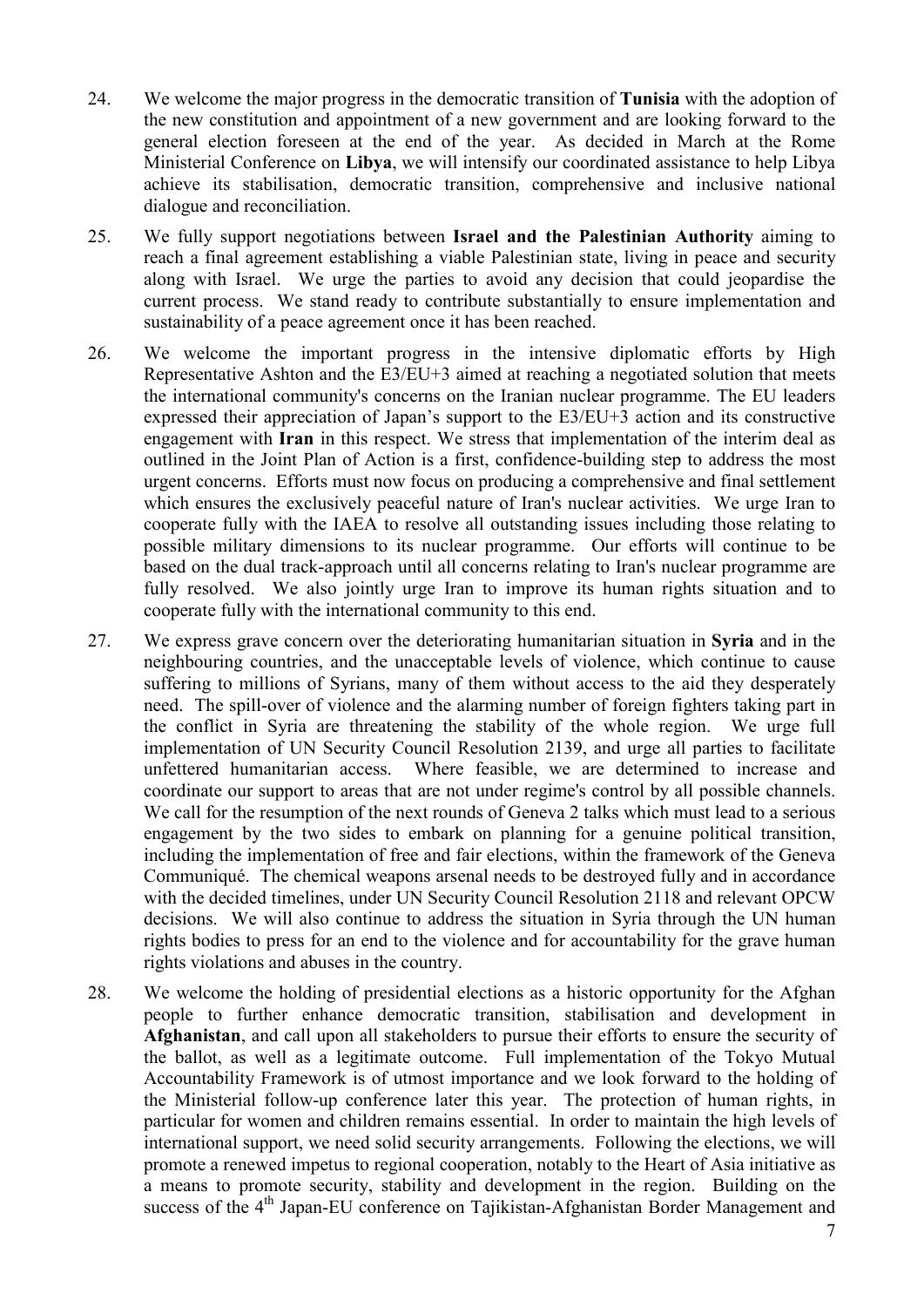24. We welcome the major progress in the democratic transition of **Tunisia** with the adoption of the new constitution and appointment of a new government and are looking forward to the general election foreseen at the end of the year. As decided in March at the Rome Ministerial Conference on **Libya**, we will intensify our coordinated assistance to help Libya achieve its stabilisation, democratic transition, comprehensive and inclusive national dialogue and reconciliation.

25. We fully support negotiations between **Israel and the Palestinian Authority** aiming to reach a final agreement establishing a viable Palestinian state, living in peace and security along with Israel. We urge the parties to avoid any decision that could jeopardise the current process. We stand ready to contribute substantially to ensure implementation and sustainability of a peace agreement once it has been reached.

26. We welcome the important progress in the intensive diplomatic efforts by High Representative Ashton and the E3/EU+3 aimed at reaching a negotiated solution that meets the international community's concerns on the Iranian nuclear programme. The EU leaders expressed their appreciation of Japan's support to the E3/EU+3 action and its constructive engagement with **Iran** in this respect. We stress that implementation of the interim deal as outlined in the Joint Plan of Action is a first, confidence-building step to address the most urgent concerns. Efforts must now focus on producing a comprehensive and final settlement which ensures the exclusively peaceful nature of Iran's nuclear activities. We urge Iran to cooperate fully with the IAEA to resolve all outstanding issues including those relating to possible military dimensions to its nuclear programme. Our efforts will continue to be based on the dual track-approach until all concerns relating to Iran's nuclear programme are fully resolved. We also jointly urge Iran to improve its human rights situation and to cooperate fully with the international community to this end.

27. We express grave concern over the deteriorating humanitarian situation in **Syria** and in the neighbouring countries, and the unacceptable levels of violence, which continue to cause suffering to millions of Syrians, many of them without access to the aid they desperately need. The spill-over of violence and the alarming number of foreign fighters taking part in the conflict in Syria are threatening the stability of the whole region. We urge full implementation of UN Security Council Resolution 2139, and urge all parties to facilitate unfettered humanitarian access. Where feasible, we are determined to increase and coordinate our support to areas that are not under regime's control by all possible channels. We call for the resumption of the next rounds of Geneva 2 talks which must lead to a serious engagement by the two sides to embark on planning for a genuine political transition, including the implementation of free and fair elections, within the framework of the Geneva Communiqué. The chemical weapons arsenal needs to be destroyed fully and in accordance with the decided timelines, under UN Security Council Resolution 2118 and relevant OPCW decisions. We will also continue to address the situation in Syria through the UN human rights bodies to press for an end to the violence and for accountability for the grave human rights violations and abuses in the country.

28. We welcome the holding of presidential elections as a historic opportunity for the Afghan people to further enhance democratic transition, stabilisation and development in **Afghanistan**, and call upon all stakeholders to pursue their efforts to ensure the security of the ballot, as well as a legitimate outcome. Full implementation of the Tokyo Mutual Accountability Framework is of utmost importance and we look forward to the holding of the Ministerial follow-up conference later this year. The protection of human rights, in particular for women and children remains essential. In order to maintain the high levels of international support, we need solid security arrangements. Following the elections, we will promote a renewed impetus to regional cooperation, notably to the Heart of Asia initiative as a means to promote security, stability and development in the region. Building on the success of the 4th Japan-EU conference on Tajikistan-Afghanistan Border Management and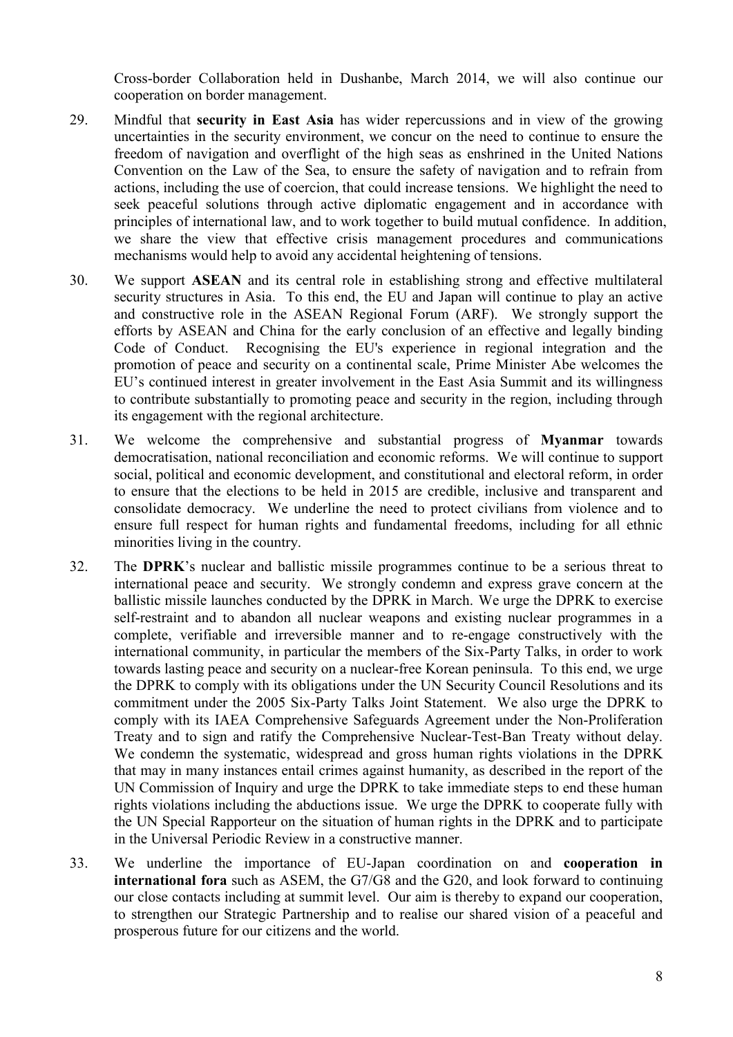Cross-border Collaboration held in Dushanbe, March 2014, we will also continue our cooperation on border management.

29. Mindful that **security in East Asia** has wider repercussions and in view of the growing uncertainties in the security environment, we concur on the need to continue to ensure the freedom of navigation and overflight of the high seas as enshrined in the United Nations Convention on the Law of the Sea, to ensure the safety of navigation and to refrain from actions, including the use of coercion, that could increase tensions. We highlight the need to seek peaceful solutions through active diplomatic engagement and in accordance with principles of international law, and to work together to build mutual confidence. In addition, we share the view that effective crisis management procedures and communications mechanisms would help to avoid any accidental heightening of tensions.

30. We support **ASEAN** and its central role in establishing strong and effective multilateral security structures in Asia. To this end, the EU and Japan will continue to play an active and constructive role in the ASEAN Regional Forum (ARF). We strongly support the efforts by ASEAN and China for the early conclusion of an effective and legally binding Code of Conduct. Recognising the EU's experience in regional integration and the promotion of peace and security on a continental scale, Prime Minister Abe welcomes the EU's continued interest in greater involvement in the East Asia Summit and its willingness to contribute substantially to promoting peace and security in the region, including through its engagement with the regional architecture.

31. We welcome the comprehensive and substantial progress of **Myanmar** towards democratisation, national reconciliation and economic reforms. We will continue to support social, political and economic development, and constitutional and electoral reform, in order to ensure that the elections to be held in 2015 are credible, inclusive and transparent and consolidate democracy. We underline the need to protect civilians from violence and to ensure full respect for human rights and fundamental freedoms, including for all ethnic minorities living in the country.

32. The **DPRK**'s nuclear and ballistic missile programmes continue to be a serious threat to international peace and security. We strongly condemn and express grave concern at the ballistic missile launches conducted by the DPRK in March. We urge the DPRK to exercise self-restraint and to abandon all nuclear weapons and existing nuclear programmes in a complete, verifiable and irreversible manner and to re-engage constructively with the international community, in particular the members of the Six-Party Talks, in order to work towards lasting peace and security on a nuclear-free Korean peninsula. To this end, we urge the DPRK to comply with its obligations under the UN Security Council Resolutions and its commitment under the 2005 Six-Party Talks Joint Statement. We also urge the DPRK to comply with its IAEA Comprehensive Safeguards Agreement under the Non-Proliferation Treaty and to sign and ratify the Comprehensive Nuclear-Test-Ban Treaty without delay. We condemn the systematic, widespread and gross human rights violations in the DPRK that may in many instances entail crimes against humanity, as described in the report of the UN Commission of Inquiry and urge the DPRK to take immediate steps to end these human rights violations including the abductions issue. We urge the DPRK to cooperate fully with the UN Special Rapporteur on the situation of human rights in the DPRK and to participate in the Universal Periodic Review in a constructive manner.

33. We underline the importance of EU-Japan coordination on and **cooperation in international fora** such as ASEM, the G7/G8 and the G20, and look forward to continuing our close contacts including at summit level. Our aim is thereby to expand our cooperation, to strengthen our Strategic Partnership and to realise our shared vision of a peaceful and prosperous future for our citizens and the world.